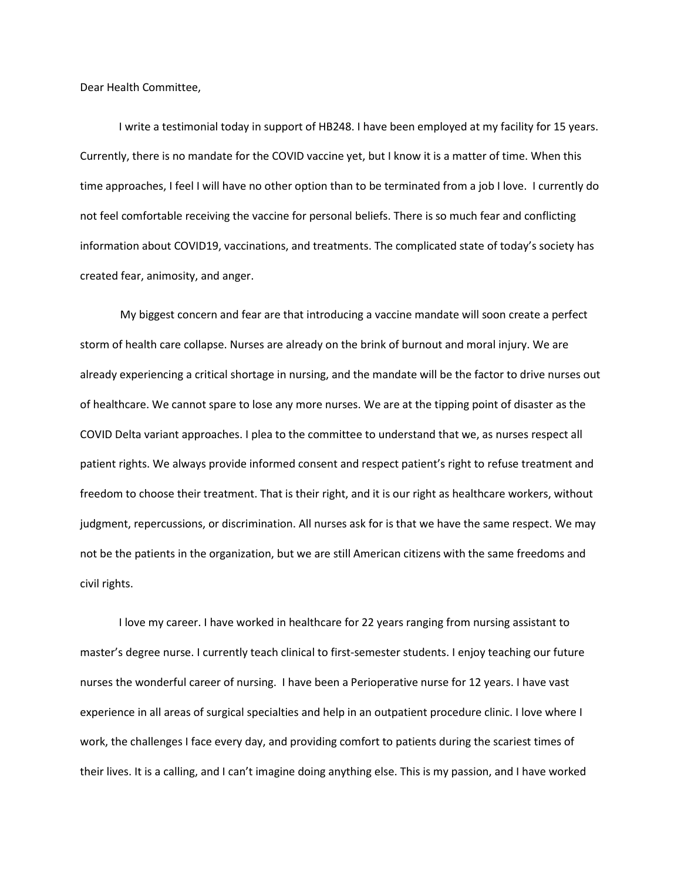Dear Health Committee,

I write a testimonial today in support of HB248. I have been employed at my facility for 15 years. Currently, there is no mandate for the COVID vaccine yet, but I know it is a matter of time. When this time approaches, I feel I will have no other option than to be terminated from a job I love. I currently do not feel comfortable receiving the vaccine for personal beliefs. There is so much fear and conflicting information about COVID19, vaccinations, and treatments. The complicated state of today's society has created fear, animosity, and anger.

My biggest concern and fear are that introducing a vaccine mandate will soon create a perfect storm of health care collapse. Nurses are already on the brink of burnout and moral injury. We are already experiencing a critical shortage in nursing, and the mandate will be the factor to drive nurses out of healthcare. We cannot spare to lose any more nurses. We are at the tipping point of disaster as the COVID Delta variant approaches. I plea to the committee to understand that we, as nurses respect all patient rights. We always provide informed consent and respect patient's right to refuse treatment and freedom to choose their treatment. That is their right, and it is our right as healthcare workers, without judgment, repercussions, or discrimination. All nurses ask for is that we have the same respect. We may not be the patients in the organization, but we are still American citizens with the same freedoms and civil rights.

I love my career. I have worked in healthcare for 22 years ranging from nursing assistant to master's degree nurse. I currently teach clinical to first-semester students. I enjoy teaching our future nurses the wonderful career of nursing. I have been a Perioperative nurse for 12 years. I have vast experience in all areas of surgical specialties and help in an outpatient procedure clinic. I love where I work, the challenges I face every day, and providing comfort to patients during the scariest times of their lives. It is a calling, and I can't imagine doing anything else. This is my passion, and I have worked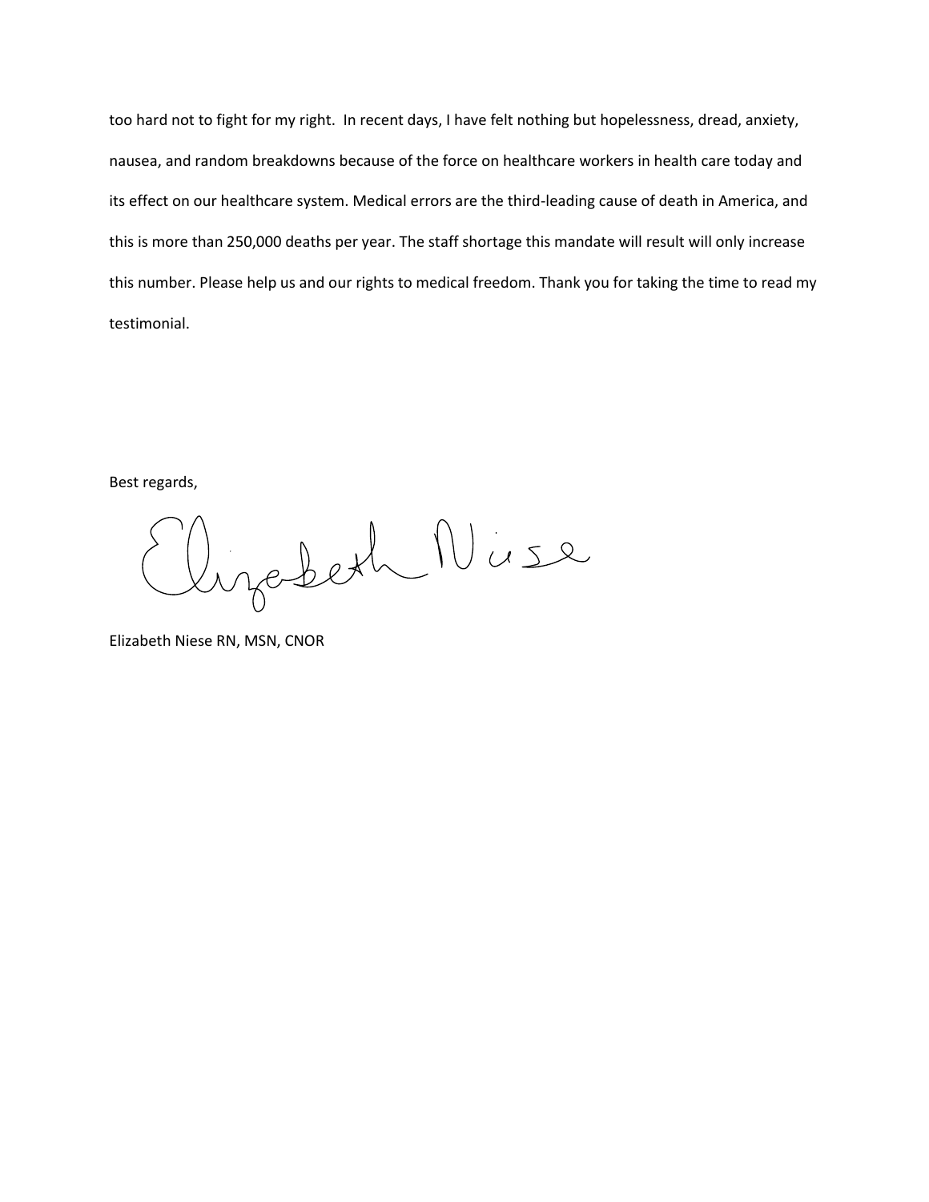too hard not to fight for my right. In recent days, I have felt nothing but hopelessness, dread, anxiety, nausea, and random breakdowns because of the force on healthcare workers in health care today and its effect on our healthcare system. Medical errors are the third-leading cause of death in America, and this is more than 250,000 deaths per year. The staff shortage this mandate will result will only increase this number. Please help us and our rights to medical freedom. Thank you for taking the time to read my testimonial.

Best regards,

Elizabeth Niese

Elizabeth Niese RN, MSN, CNOR